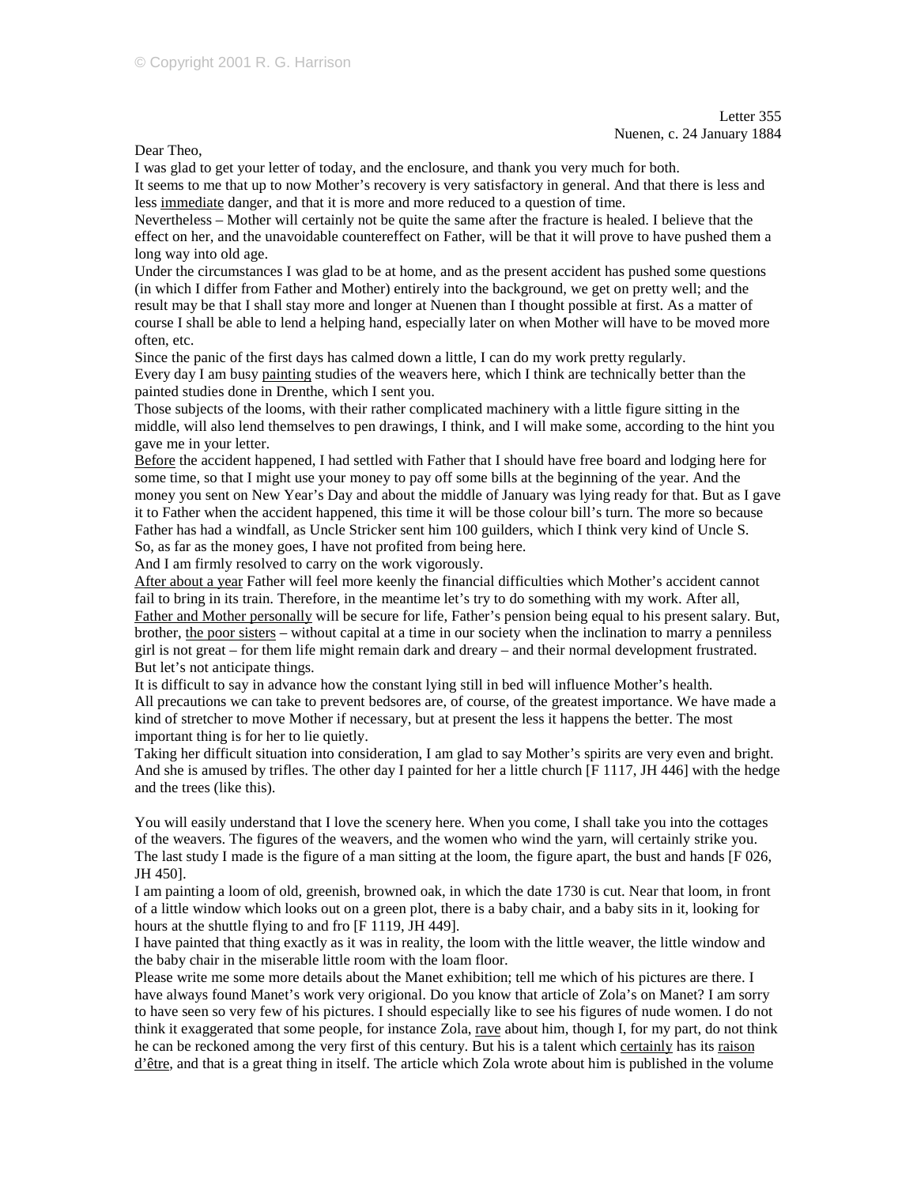Letter 355
Nuenen, c. 24 January 1884

Dear Theo,

I was glad to get your letter of today, and the enclosure, and thank you very much for both.

It seems to me that up to now Mother's recovery is very satisfactory in general. And that there is less and less immediate danger, and that it is more and more reduced to a question of time.

Nevertheless – Mother will certainly not be quite the same after the fracture is healed. I believe that the effect on her, and the unavoidable countereffect on Father, will be that it will prove to have pushed them a long way into old age.

Under the circumstances I was glad to be at home, and as the present accident has pushed some questions (in which I differ from Father and Mother) entirely into the background, we get on pretty well; and the result may be that I shall stay more and longer at Nuenen than I thought possible at first. As a matter of course I shall be able to lend a helping hand, especially later on when Mother will have to be moved more often, etc.

Since the panic of the first days has calmed down a little, I can do my work pretty regularly.

Every day I am busy painting studies of the weavers here, which I think are technically better than the painted studies done in Drenthe, which I sent you.

Those subjects of the looms, with their rather complicated machinery with a little figure sitting in the middle, will also lend themselves to pen drawings, I think, and I will make some, according to the hint you gave me in your letter.

Before the accident happened, I had settled with Father that I should have free board and lodging here for some time, so that I might use your money to pay off some bills at the beginning of the year. And the money you sent on New Year's Day and about the middle of January was lying ready for that. But as I gave it to Father when the accident happened, this time it will be those colour bill's turn. The more so because Father has had a windfall, as Uncle Stricker sent him 100 guilders, which I think very kind of Uncle S.

So, as far as the money goes, I have not profited from being here.

And I am firmly resolved to carry on the work vigorously.

After about a year Father will feel more keenly the financial difficulties which Mother's accident cannot fail to bring in its train. Therefore, in the meantime let's try to do something with my work. After all, Father and Mother personally will be secure for life, Father's pension being equal to his present salary. But, brother, the poor sisters – without capital at a time in our society when the inclination to marry a penniless girl is not great – for them life might remain dark and dreary – and their normal development frustrated. But let's not anticipate things.

It is difficult to say in advance how the constant lying still in bed will influence Mother's health.

All precautions we can take to prevent bedsores are, of course, of the greatest importance. We have made a kind of stretcher to move Mother if necessary, but at present the less it happens the better. The most important thing is for her to lie quietly.

Taking her difficult situation into consideration, I am glad to say Mother's spirits are very even and bright. And she is amused by trifles. The other day I painted for her a little church [F 1117, JH 446] with the hedge and the trees (like this).

You will easily understand that I love the scenery here. When you come, I shall take you into the cottages of the weavers. The figures of the weavers, and the women who wind the yarn, will certainly strike you. The last study I made is the figure of a man sitting at the loom, the figure apart, the bust and hands [F 026, JH 450].

I am painting a loom of old, greenish, browned oak, in which the date 1730 is cut. Near that loom, in front of a little window which looks out on a green plot, there is a baby chair, and a baby sits in it, looking for hours at the shuttle flying to and fro [F 1119, JH 449].

I have painted that thing exactly as it was in reality, the loom with the little weaver, the little window and the baby chair in the miserable little room with the loam floor.

Please write me some more details about the Manet exhibition; tell me which of his pictures are there. I have always found Manet's work very origional. Do you know that article of Zola's on Manet? I am sorry to have seen so very few of his pictures. I should especially like to see his figures of nude women. I do not think it exaggerated that some people, for instance Zola, rave about him, though I, for my part, do not think he can be reckoned among the very first of this century. But his is a talent which certainly has its raison d'être, and that is a great thing in itself. The article which Zola wrote about him is published in the volume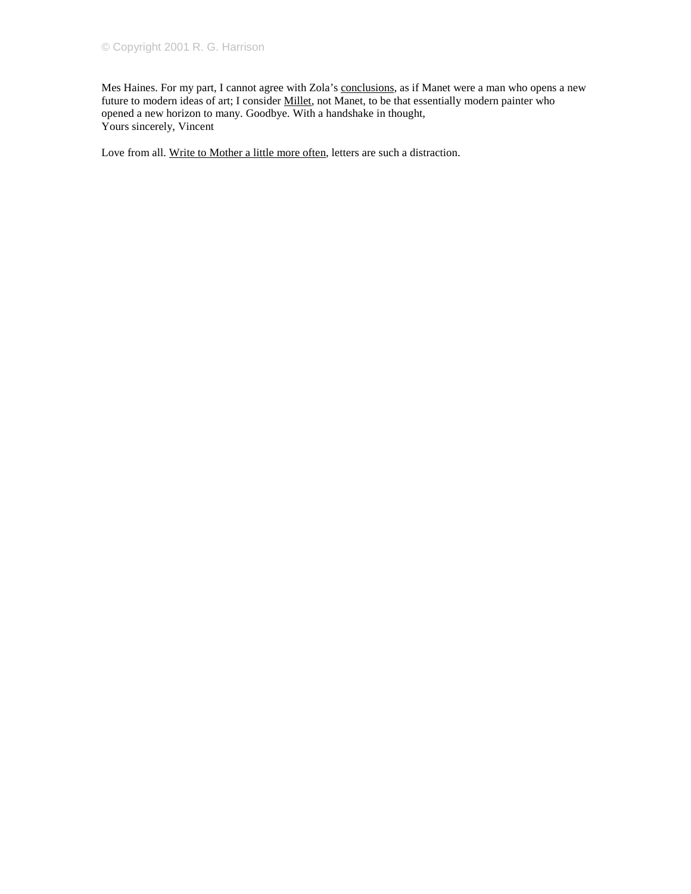Mes Haines. For my part, I cannot agree with Zola's <u>conclusions</u>, as if Manet were a man who opens a new future to modern ideas of art; I consider <u>Millet</u>, not Manet, to be that essentially modern painter who opened a new horizon to many. Goodbye. With a handshake in thought,
Yours sincerely, Vincent

Love from all. <u>Write to Mother a little more often</u>, letters are such a distraction.